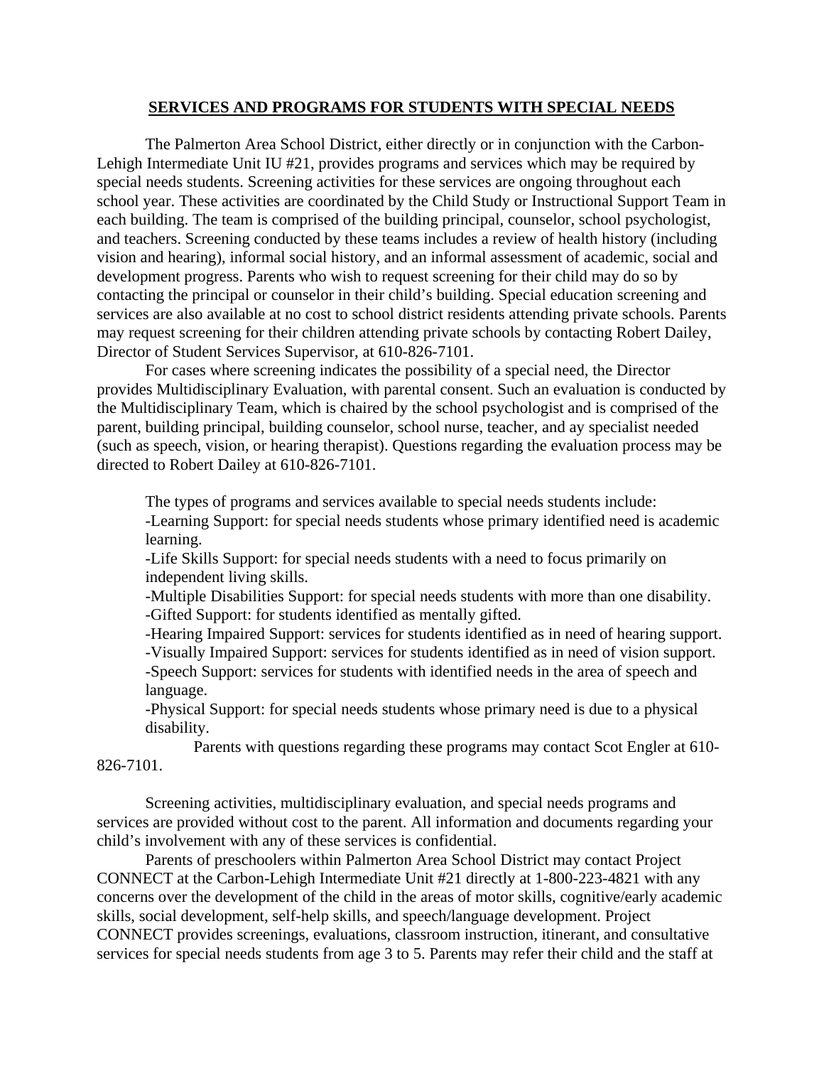## SERVICES AND PROGRAMS FOR STUDENTS WITH SPECIAL NEEDS

The Palmerton Area School District, either directly or in conjunction with the Carbon-Lehigh Intermediate Unit IU #21, provides programs and services which may be required by special needs students. Screening activities for these services are ongoing throughout each school year. These activities are coordinated by the Child Study or Instructional Support Team in each building. The team is comprised of the building principal, counselor, school psychologist, and teachers. Screening conducted by these teams includes a review of health history (including vision and hearing), informal social history, and an informal assessment of academic, social and development progress. Parents who wish to request screening for their child may do so by contacting the principal or counselor in their child's building. Special education screening and services are also available at no cost to school district residents attending private schools. Parents may request screening for their children attending private schools by contacting Robert Dailey, Director of Student Services Supervisor, at 610-826-7101.

For cases where screening indicates the possibility of a special need, the Director provides Multidisciplinary Evaluation, with parental consent. Such an evaluation is conducted by the Multidisciplinary Team, which is chaired by the school psychologist and is comprised of the parent, building principal, building counselor, school nurse, teacher, and ay specialist needed (such as speech, vision, or hearing therapist). Questions regarding the evaluation process may be directed to Robert Dailey at 610-826-7101.

The types of programs and services available to special needs students include:

-Learning Support: for special needs students whose primary identified need is academic learning.

-Life Skills Support: for special needs students with a need to focus primarily on independent living skills.

-Multiple Disabilities Support: for special needs students with more than one disability.

-Gifted Support: for students identified as mentally gifted.

-Hearing Impaired Support: services for students identified as in need of hearing support.

-Visually Impaired Support: services for students identified as in need of vision support.

-Speech Support: services for students with identified needs in the area of speech and language.

-Physical Support: for special needs students whose primary need is due to a physical disability.

Parents with questions regarding these programs may contact Scot Engler at 610-826-7101.

Screening activities, multidisciplinary evaluation, and special needs programs and services are provided without cost to the parent. All information and documents regarding your child's involvement with any of these services is confidential.

Parents of preschoolers within Palmerton Area School District may contact Project CONNECT at the Carbon-Lehigh Intermediate Unit #21 directly at 1-800-223-4821 with any concerns over the development of the child in the areas of motor skills, cognitive/early academic skills, social development, self-help skills, and speech/language development. Project CONNECT provides screenings, evaluations, classroom instruction, itinerant, and consultative services for special needs students from age 3 to 5. Parents may refer their child and the staff at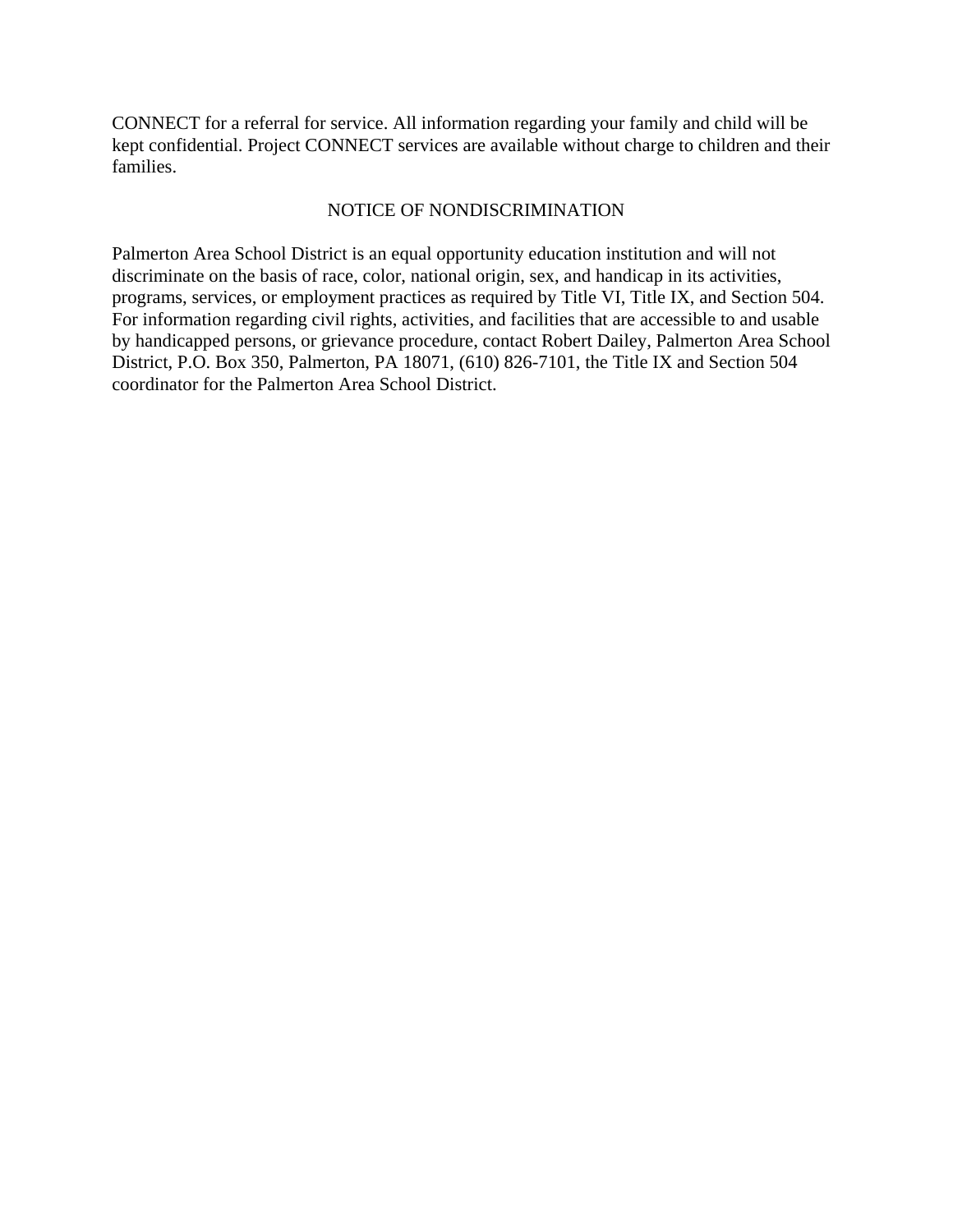CONNECT for a referral for service. All information regarding your family and child will be kept confidential. Project CONNECT services are available without charge to children and their families.

## NOTICE OF NONDISCRIMINATION

Palmerton Area School District is an equal opportunity education institution and will not discriminate on the basis of race, color, national origin, sex, and handicap in its activities, programs, services, or employment practices as required by Title VI, Title IX, and Section 504. For information regarding civil rights, activities, and facilities that are accessible to and usable by handicapped persons, or grievance procedure, contact Robert Dailey, Palmerton Area School District, P.O. Box 350, Palmerton, PA 18071, (610) 826-7101, the Title IX and Section 504 coordinator for the Palmerton Area School District.